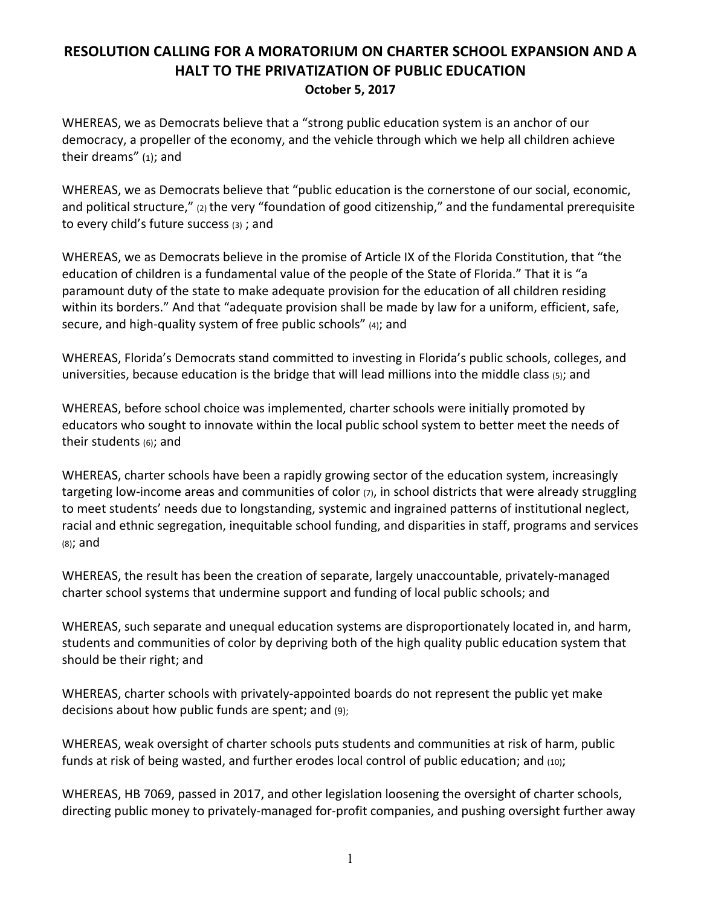# RESOLUTION CALLING FOR A MORATORIUM ON CHARTER SCHOOL EXPANSION AND A HALT TO THE PRIVATIZATION OF PUBLIC EDUCATION

**October 5, 2017**

WHEREAS, we as Democrats believe that a "strong public education system is an anchor of our democracy, a propeller of the economy, and the vehicle through which we help all children achieve their dreams" (1); and

WHEREAS, we as Democrats believe that "public education is the cornerstone of our social, economic, and political structure," (2) the very "foundation of good citizenship," and the fundamental prerequisite to every child's future success (3) ; and

WHEREAS, we as Democrats believe in the promise of Article IX of the Florida Constitution, that "the education of children is a fundamental value of the people of the State of Florida." That it is "a paramount duty of the state to make adequate provision for the education of all children residing within its borders." And that "adequate provision shall be made by law for a uniform, efficient, safe, secure, and high-quality system of free public schools" (4); and

WHEREAS, Florida's Democrats stand committed to investing in Florida's public schools, colleges, and universities, because education is the bridge that will lead millions into the middle class (5); and

WHEREAS, before school choice was implemented, charter schools were initially promoted by educators who sought to innovate within the local public school system to better meet the needs of their students (6); and

WHEREAS, charter schools have been a rapidly growing sector of the education system, increasingly targeting low-income areas and communities of color (7), in school districts that were already struggling to meet students' needs due to longstanding, systemic and ingrained patterns of institutional neglect, racial and ethnic segregation, inequitable school funding, and disparities in staff, programs and services (8); and

WHEREAS, the result has been the creation of separate, largely unaccountable, privately-managed charter school systems that undermine support and funding of local public schools; and

WHEREAS, such separate and unequal education systems are disproportionately located in, and harm, students and communities of color by depriving both of the high quality public education system that should be their right; and

WHEREAS, charter schools with privately-appointed boards do not represent the public yet make decisions about how public funds are spent; and (9);

WHEREAS, weak oversight of charter schools puts students and communities at risk of harm, public funds at risk of being wasted, and further erodes local control of public education; and (10);

WHEREAS, HB 7069, passed in 2017, and other legislation loosening the oversight of charter schools, directing public money to privately-managed for-profit companies, and pushing oversight further away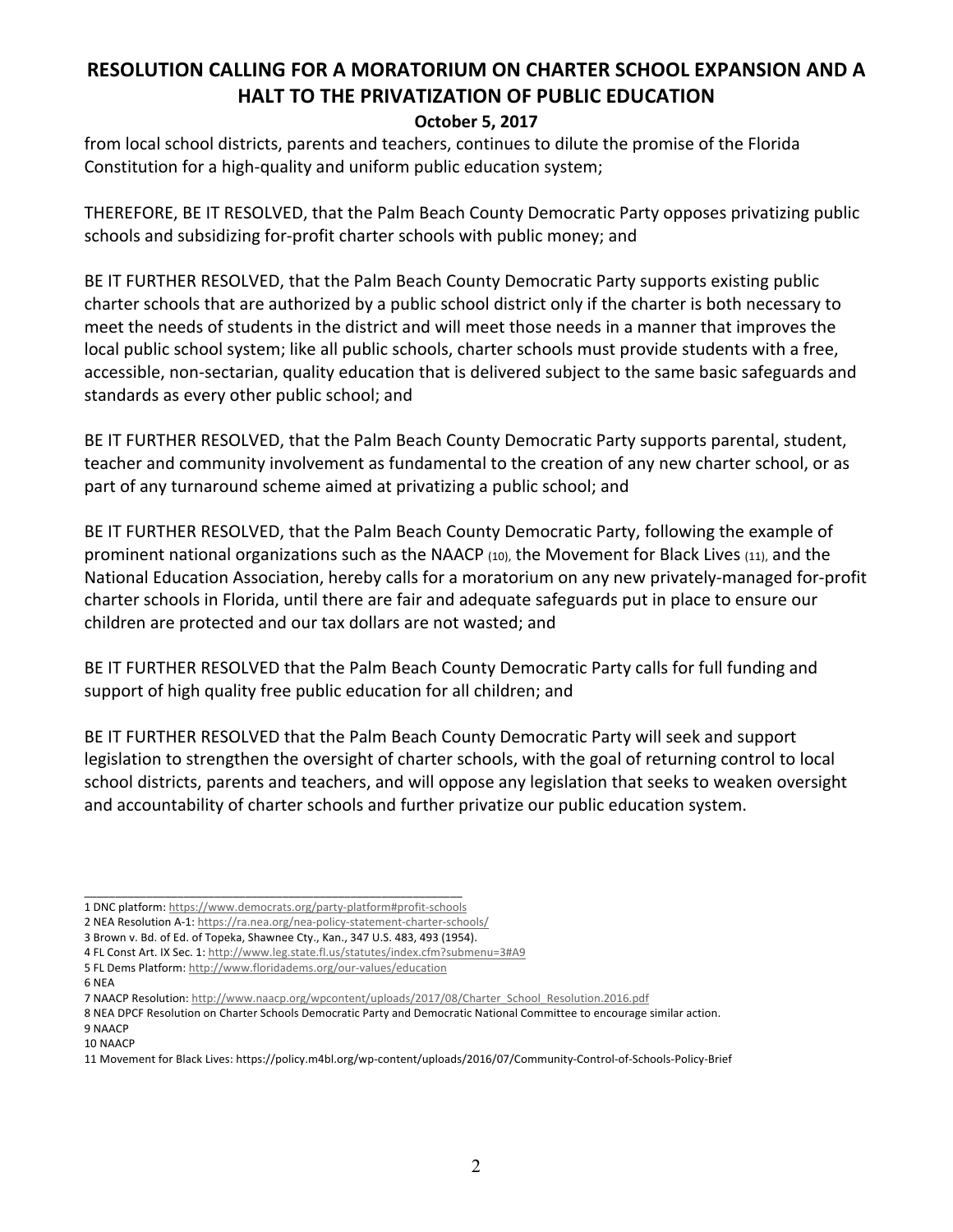# RESOLUTION CALLING FOR A MORATORIUM ON CHARTER SCHOOL EXPANSION AND A HALT TO THE PRIVATIZATION OF PUBLIC EDUCATION

**October 5, 2017**

from local school districts, parents and teachers, continues to dilute the promise of the Florida Constitution for a high-quality and uniform public education system;

THEREFORE, BE IT RESOLVED, that the Palm Beach County Democratic Party opposes privatizing public schools and subsidizing for-profit charter schools with public money; and

BE IT FURTHER RESOLVED, that the Palm Beach County Democratic Party supports existing public charter schools that are authorized by a public school district only if the charter is both necessary to meet the needs of students in the district and will meet those needs in a manner that improves the local public school system; like all public schools, charter schools must provide students with a free, accessible, non-sectarian, quality education that is delivered subject to the same basic safeguards and standards as every other public school; and

BE IT FURTHER RESOLVED, that the Palm Beach County Democratic Party supports parental, student, teacher and community involvement as fundamental to the creation of any new charter school, or as part of any turnaround scheme aimed at privatizing a public school; and

BE IT FURTHER RESOLVED, that the Palm Beach County Democratic Party, following the example of prominent national organizations such as the NAACP (10), the Movement for Black Lives (11), and the National Education Association, hereby calls for a moratorium on any new privately-managed for-profit charter schools in Florida, until there are fair and adequate safeguards put in place to ensure our children are protected and our tax dollars are not wasted; and

BE IT FURTHER RESOLVED that the Palm Beach County Democratic Party calls for full funding and support of high quality free public education for all children; and

BE IT FURTHER RESOLVED that the Palm Beach County Democratic Party will seek and support legislation to strengthen the oversight of charter schools, with the goal of returning control to local school districts, parents and teachers, and will oppose any legislation that seeks to weaken oversight and accountability of charter schools and further privatize our public education system.

---

1 DNC platform: https://www.democrats.org/party-platform#profit-schools
2 NEA Resolution A-1: https://ra.nea.org/nea-policy-statement-charter-schools/
3 Brown v. Bd. of Ed. of Topeka, Shawnee Cty., Kan., 347 U.S. 483, 493 (1954).
4 FL Const Art. IX Sec. 1: http://www.leg.state.fl.us/statutes/index.cfm?submenu=3#A9
5 FL Dems Platform: http://www.floridadems.org/our-values/education
6 NEA
7 NAACP Resolution: http://www.naacp.org/wpcontent/uploads/2017/08/Charter_School_Resolution.2016.pdf
8 NEA DPCF Resolution on Charter Schools Democratic Party and Democratic National Committee to encourage similar action.
9 NAACP
10 NAACP
11 Movement for Black Lives: https://policy.m4bl.org/wp-content/uploads/2016/07/Community-Control-of-Schools-Policy-Brief